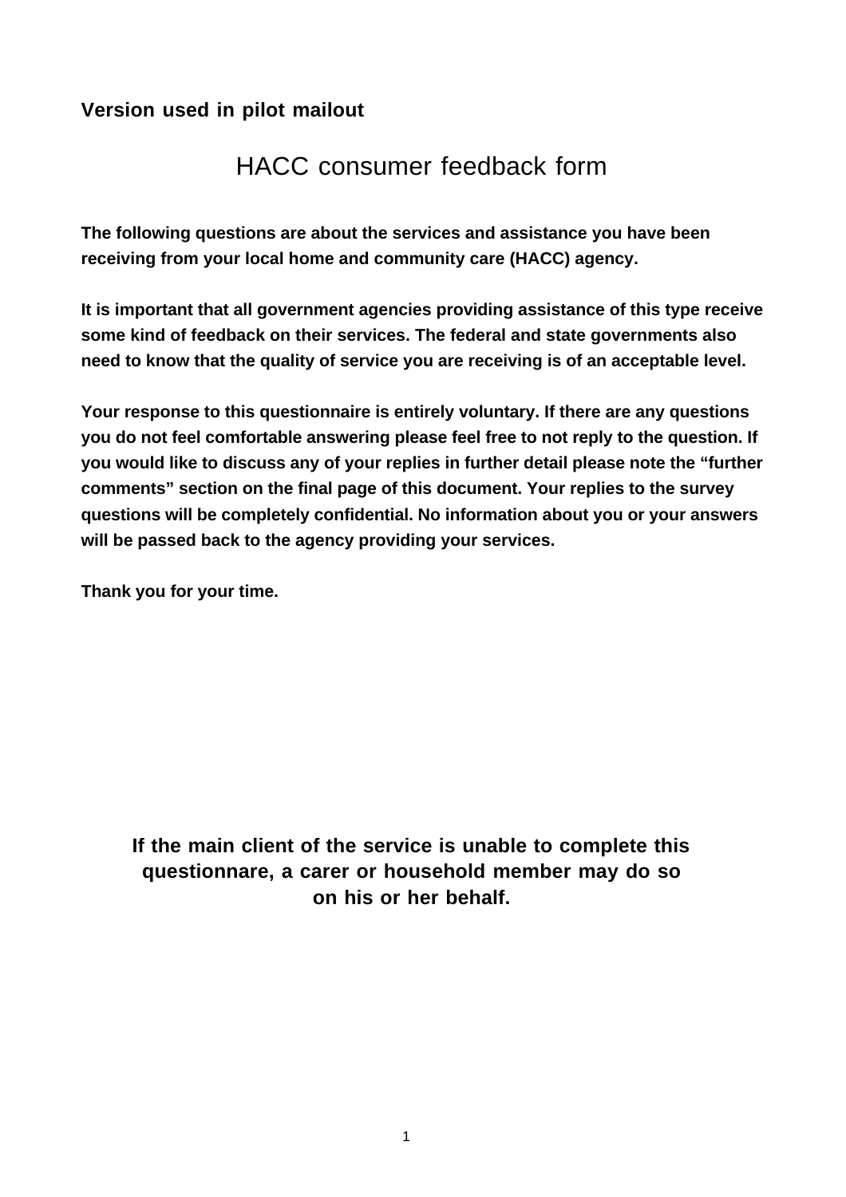**Version used in pilot mailout**

# HACC consumer feedback form

**The following questions are about the services and assistance you have been receiving from your local home and community care (HACC) agency.**

**It is important that all government agencies providing assistance of this type receive some kind of feedback on their services. The federal and state governments also need to know that the quality of service you are receiving is of an acceptable level.**

**Your response to this questionnaire is entirely voluntary. If there are any questions you do not feel comfortable answering please feel free to not reply to the question. If you would like to discuss any of your replies in further detail please note the “further comments” section on the final page of this document. Your replies to the survey questions will be completely confidential. No information about you or your answers will be passed back to the agency providing your services.**

**Thank you for your time.**

**If the main client of the service is unable to complete this questionnare, a carer or household member may do so on his or her behalf.**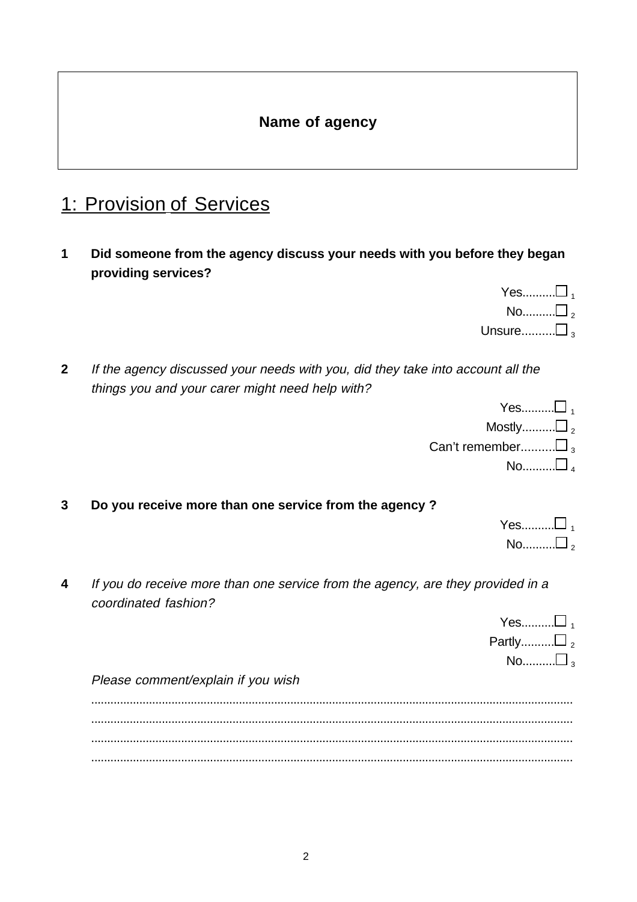**Name of agency**

## 1: Provision of Services

**1 Did someone from the agency discuss your needs with you before they began providing services?**

Yes..........☐ 1
No..........☐ 2
Unsure..........☐ 3

**2** *If the agency discussed your needs with you, did they take into account all the things you and your carer might need help with?*

Yes..........☐ 1
Mostly..........☐ 2
Can't remember..........☐ 3
No..........☐ 4

**3 Do you receive more than one service from the agency ?**

Yes..........☐ 1
No..........☐ 2

**4** *If you do receive more than one service from the agency, are they provided in a coordinated fashion?*

Yes..........☐ 1
Partly..........☐ 2
No..........☐ 3

*Please comment/explain if you wish*

..............................................................................................................................................
..............................................................................................................................................
..............................................................................................................................................
..............................................................................................................................................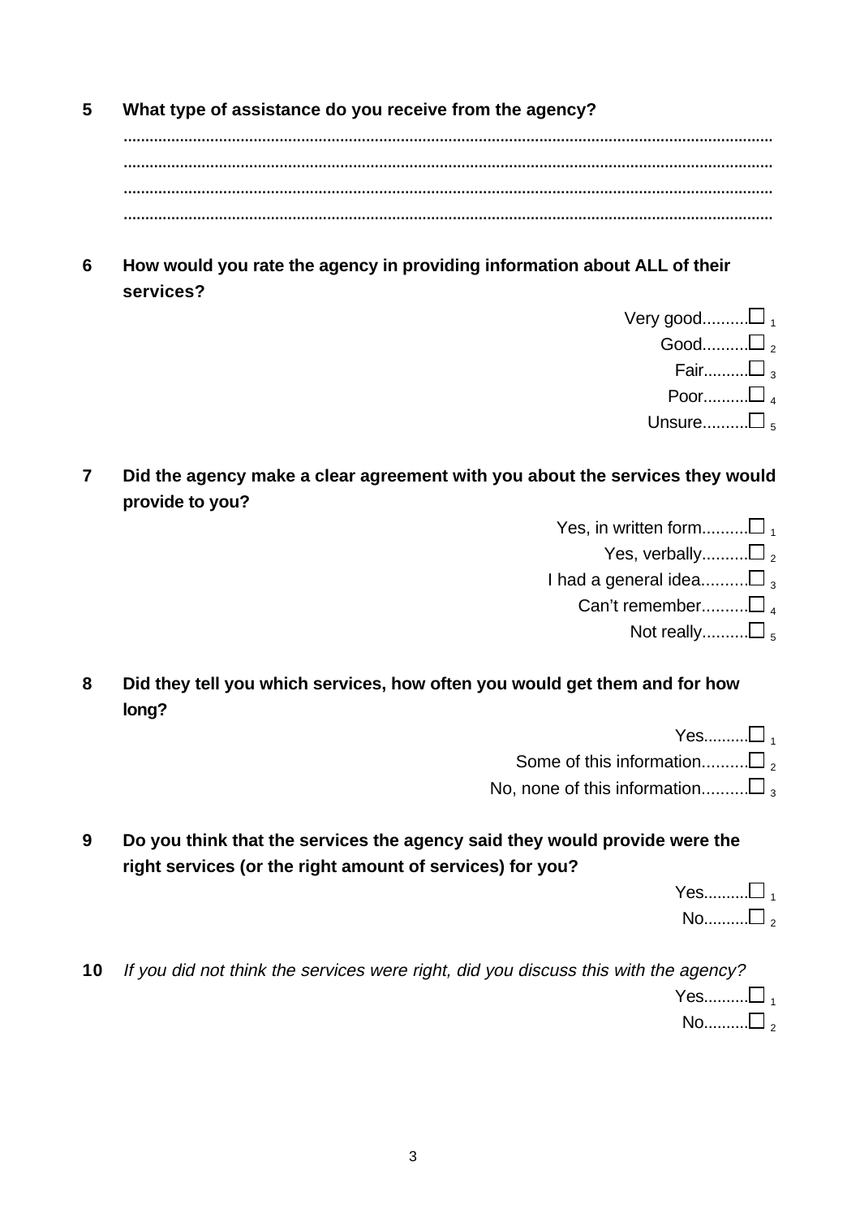**5** **What type of assistance do you receive from the agency?**

..................................................................................................................................................

..................................................................................................................................................

..................................................................................................................................................

..................................................................................................................................................

**6** **How would you rate the agency in providing information about ALL of their services?**

- Very good.......... ☐ 1
- Good.......... ☐ 2
- Fair.......... ☐ 3
- Poor.......... ☐ 4
- Unsure.......... ☐ 5

**7** **Did the agency make a clear agreement with you about the services they would provide to you?**

- Yes, in written form.......... ☐ 1
- Yes, verbally.......... ☐ 2
- I had a general idea.......... ☐ 3
- Can't remember.......... ☐ 4
- Not really.......... ☐ 5

**8** **Did they tell you which services, how often you would get them and for how long?**

- Yes.......... ☐ 1
- Some of this information.......... ☐ 2
- No, none of this information.......... ☐ 3

**9** **Do you think that the services the agency said they would provide were the right services (or the right amount of services) for you?**

- Yes.......... ☐ 1
- No.......... ☐ 2

**10** *If you did not think the services were right, did you discuss this with the agency?*

- Yes.......... ☐ 1
- No.......... ☐ 2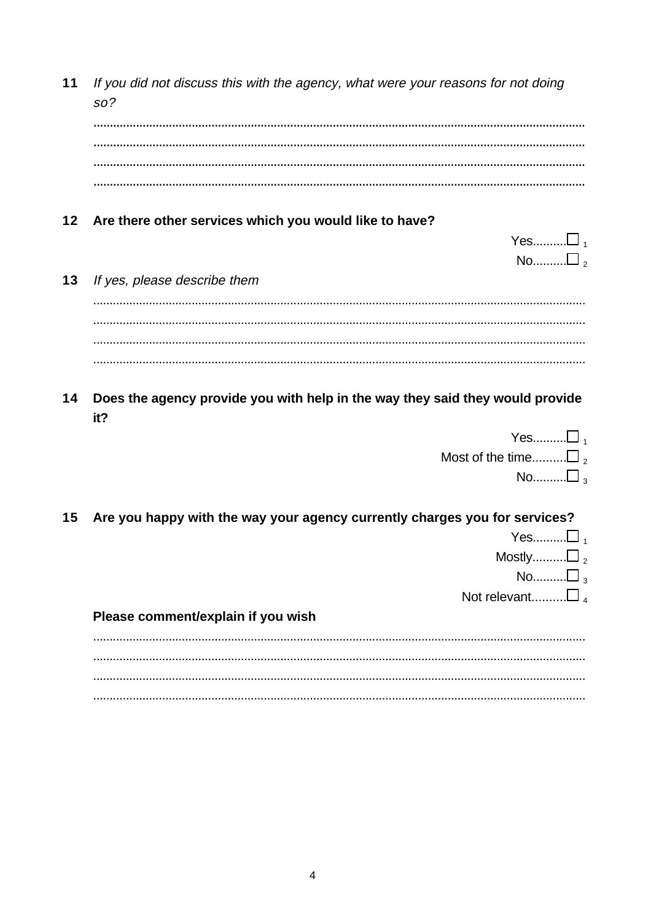**11** *If you did not discuss this with the agency, what were your reasons for not doing so?*

..................................................................................................................................................
..................................................................................................................................................
..................................................................................................................................................
..................................................................................................................................................

**12 Are there other services which you would like to have?**

Yes..........☐ 1
No..........☐ 2

**13** *If yes, please describe them*

..................................................................................................................................................
..................................................................................................................................................
..................................................................................................................................................
..................................................................................................................................................

**14 Does the agency provide you with help in the way they said they would provide it?**

Yes..........☐ 1
Most of the time..........☐ 2
No..........☐ 3

**15 Are you happy with the way your agency currently charges you for services?**

Yes..........☐ 1
Mostly..........☐ 2
No..........☐ 3
Not relevant..........☐ 4

**Please comment/explain if you wish**

..................................................................................................................................................
..................................................................................................................................................
..................................................................................................................................................
..................................................................................................................................................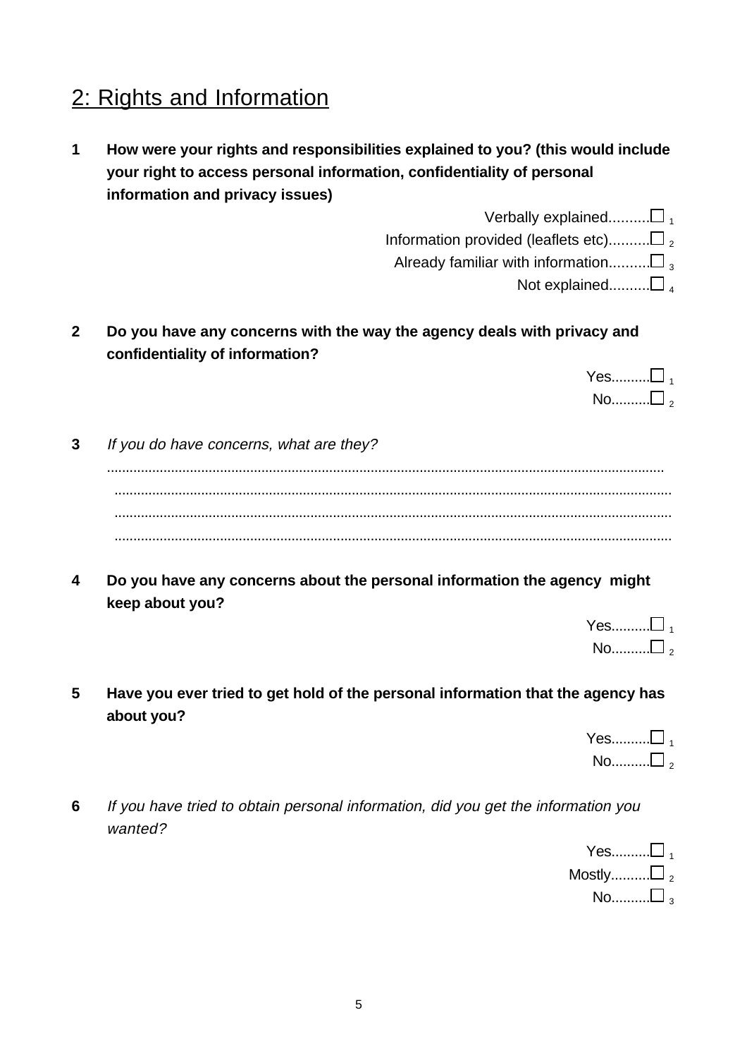## 2: Rights and Information

**1 How were your rights and responsibilities explained to you? (this would include your right to access personal information, confidentiality of personal information and privacy issues)**

Verbally explained..........☐ 1
Information provided (leaflets etc)..........☐ 2
Already familiar with information..........☐ 3
Not explained..........☐ 4

**2 Do you have any concerns with the way the agency deals with privacy and confidentiality of information?**

Yes..........☐ 1
No..........☐ 2

**3** *If you do have concerns, what are they?*

..................................................................................................................................................
..................................................................................................................................................
..................................................................................................................................................
..................................................................................................................................................

**4 Do you have any concerns about the personal information the agency might keep about you?**

Yes..........☐ 1
No..........☐ 2

**5 Have you ever tried to get hold of the personal information that the agency has about you?**

Yes..........☐ 1
No..........☐ 2

**6** *If you have tried to obtain personal information, did you get the information you wanted?*

Yes..........☐ 1
Mostly..........☐ 2
No..........☐ 3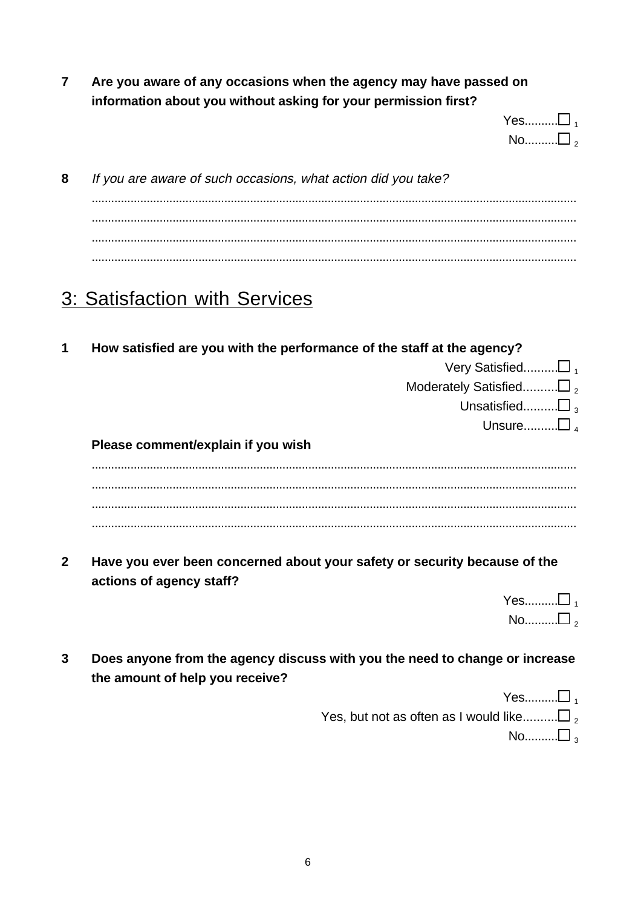**7 Are you aware of any occasions when the agency may have passed on information about you without asking for your permission first?**

Yes..........☐ 1

No..........☐ 2

8 *If you are aware of such occasions, what action did you take?*

....................................................................................................................................................

....................................................................................................................................................

....................................................................................................................................................

....................................................................................................................................................

## 3: Satisfaction with Services

**1 How satisfied are you with the performance of the staff at the agency?**

Very Satisfied..........☐ 1

Moderately Satisfied..........☐ 2

Unsatisfied..........☐ 3

Unsure..........☐ 4

**Please comment/explain if you wish**

....................................................................................................................................................

....................................................................................................................................................

....................................................................................................................................................

....................................................................................................................................................

**2 Have you ever been concerned about your safety or security because of the actions of agency staff?**

Yes..........☐ 1

No..........☐ 2

**3 Does anyone from the agency discuss with you the need to change or increase the amount of help you receive?**

Yes..........☐ 1

Yes, but not as often as I would like..........☐ 2

No..........☐ 3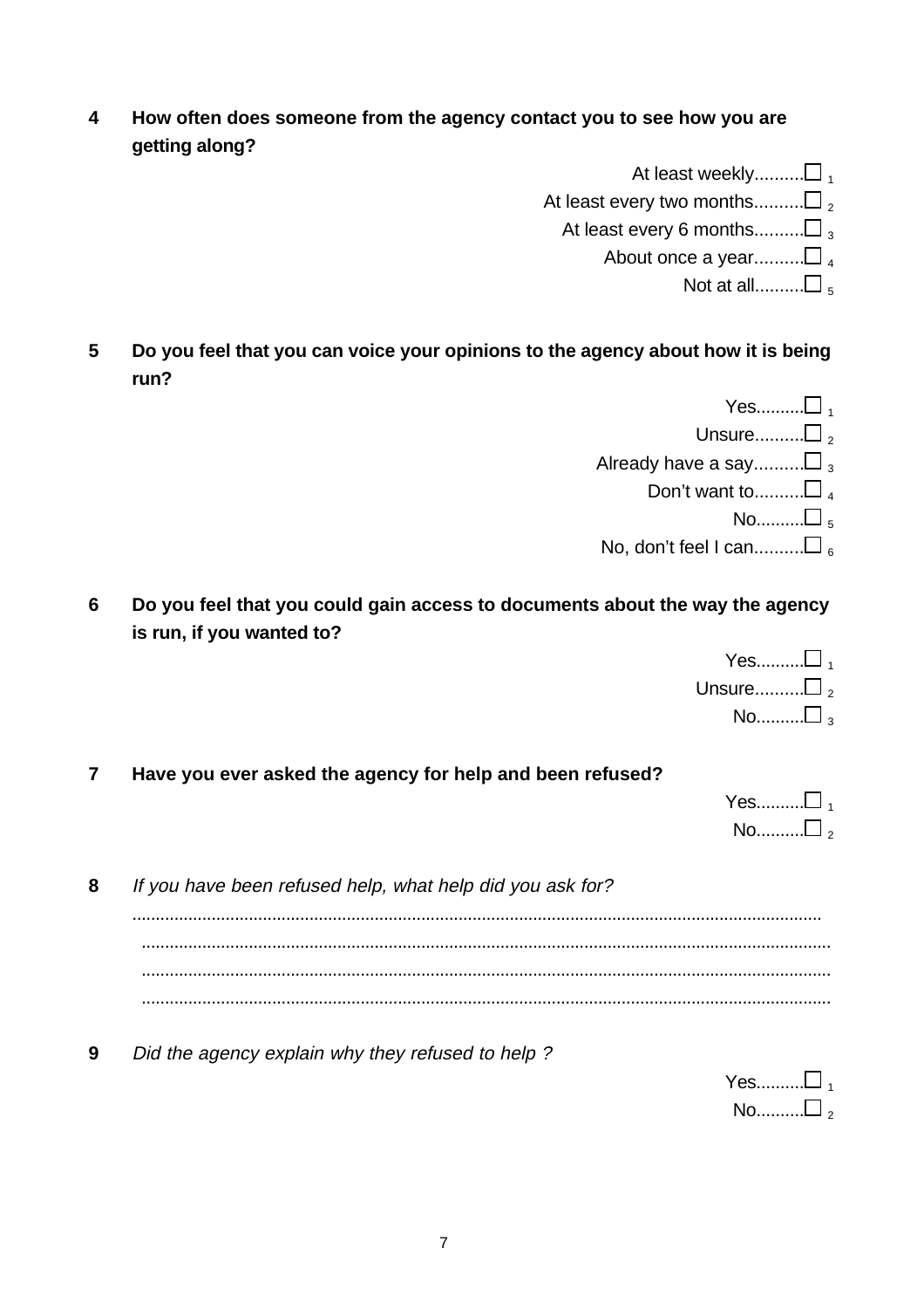**4 How often does someone from the agency contact you to see how you are getting along?**

At least weekly..........☐ 1
At least every two months..........☐ 2
At least every 6 months..........☐ 3
About once a year..........☐ 4
Not at all..........☐ 5

**5 Do you feel that you can voice your opinions to the agency about how it is being run?**

Yes..........☐ 1
Unsure..........☐ 2
Already have a say..........☐ 3
Don't want to..........☐ 4
No..........☐ 5
No, don't feel I can..........☐ 6

**6 Do you feel that you could gain access to documents about the way the agency is run, if you wanted to?**

Yes..........☐ 1
Unsure..........☐ 2
No..........☐ 3

**7 Have you ever asked the agency for help and been refused?**

Yes..........☐ 1
No..........☐ 2

**8** *If you have been refused help, what help did you ask for?*

..................................................................................................................................................
..................................................................................................................................................
..................................................................................................................................................
..................................................................................................................................................

**9** *Did the agency explain why they refused to help ?*

Yes..........☐ 1
No..........☐ 2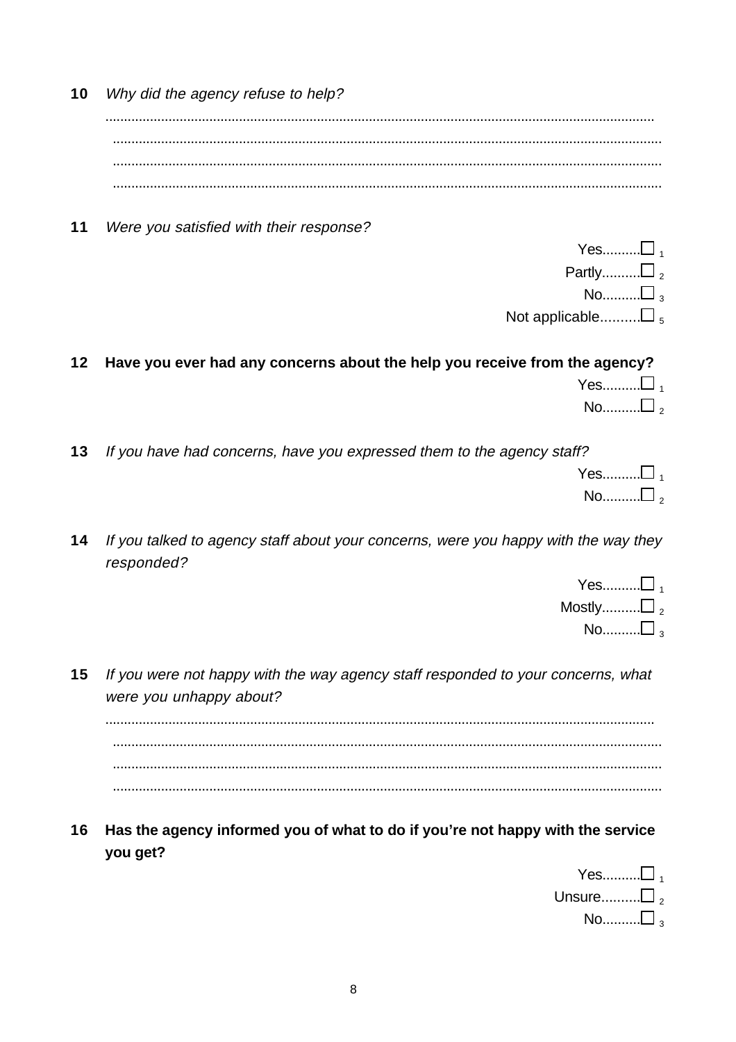**10** *Why did the agency refuse to help?*

..........................................................................................................................................

..........................................................................................................................................

..........................................................................................................................................

..........................................................................................................................................

**11** *Were you satisfied with their response?*

Yes..........☐ 1
Partly..........☐ 2
No..........☐ 3
Not applicable..........☐ 5

**12** **Have you ever had any concerns about the help you receive from the agency?**

Yes..........☐ 1
No..........☐ 2

**13** *If you have had concerns, have you expressed them to the agency staff?*

Yes..........☐ 1
No..........☐ 2

**14** *If you talked to agency staff about your concerns, were you happy with the way they responded?*

Yes..........☐ 1
Mostly..........☐ 2
No..........☐ 3

**15** *If you were not happy with the way agency staff responded to your concerns, what were you unhappy about?*

..........................................................................................................................................

..........................................................................................................................................

..........................................................................................................................................

..........................................................................................................................................

**16** **Has the agency informed you of what to do if you're not happy with the service you get?**

Yes..........☐ 1
Unsure..........☐ 2
No..........☐ 3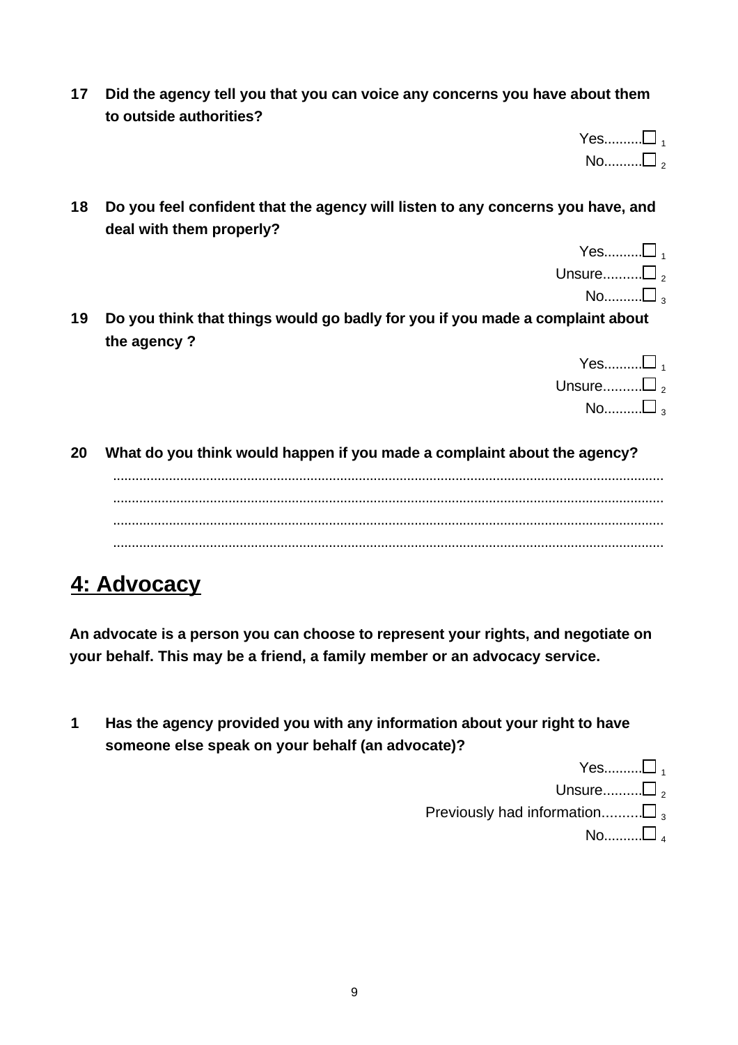**17 Did the agency tell you that you can voice any concerns you have about them to outside authorities?**

Yes.......... ☐ 1
No.......... ☐ 2

**18 Do you feel confident that the agency will listen to any concerns you have, and deal with them properly?**

Yes.......... ☐ 1
Unsure.......... ☐ 2
No.......... ☐ 3

**19 Do you think that things would go badly for you if you made a complaint about the agency ?**

Yes.......... ☐ 1
Unsure.......... ☐ 2
No.......... ☐ 3

**20 What do you think would happen if you made a complaint about the agency?**

................................................................................................................................................
................................................................................................................................................
................................................................................................................................................
................................................................................................................................................

## 4: Advocacy

**An advocate is a person you can choose to represent your rights, and negotiate on your behalf. This may be a friend, a family member or an advocacy service.**

**1 Has the agency provided you with any information about your right to have someone else speak on your behalf (an advocate)?**

Yes.......... ☐ 1
Unsure.......... ☐ 2
Previously had information.......... ☐ 3
No.......... ☐ 4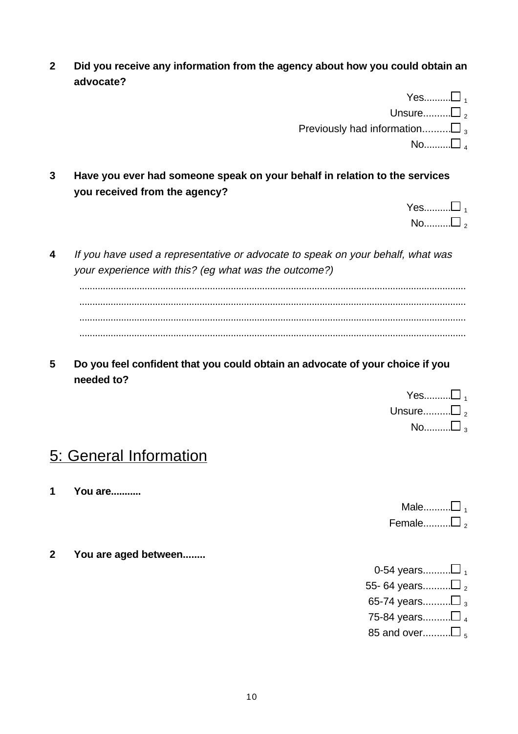**2 Did you receive any information from the agency about how you could obtain an advocate?**

Yes.......... ☐ 1
Unsure.......... ☐ 2
Previously had information.......... ☐ 3
No.......... ☐ 4

**3 Have you ever had someone speak on your behalf in relation to the services you received from the agency?**

Yes.......... ☐ 1
No.......... ☐ 2

**4** *If you have used a representative or advocate to speak on your behalf, what was your experience with this? (eg what was the outcome?)*

.................................................................................................................................................
.................................................................................................................................................
.................................................................................................................................................
.................................................................................................................................................

**5 Do you feel confident that you could obtain an advocate of your choice if you needed to?**

Yes.......... ☐ 1
Unsure.......... ☐ 2
No.......... ☐ 3

## 5: General Information

**1 You are...........**

Male.......... ☐ 1
Female.......... ☐ 2

**2 You are aged between........**

0-54 years.......... ☐ 1
55- 64 years.......... ☐ 2
65-74 years.......... ☐ 3
75-84 years.......... ☐ 4
85 and over.......... ☐ 5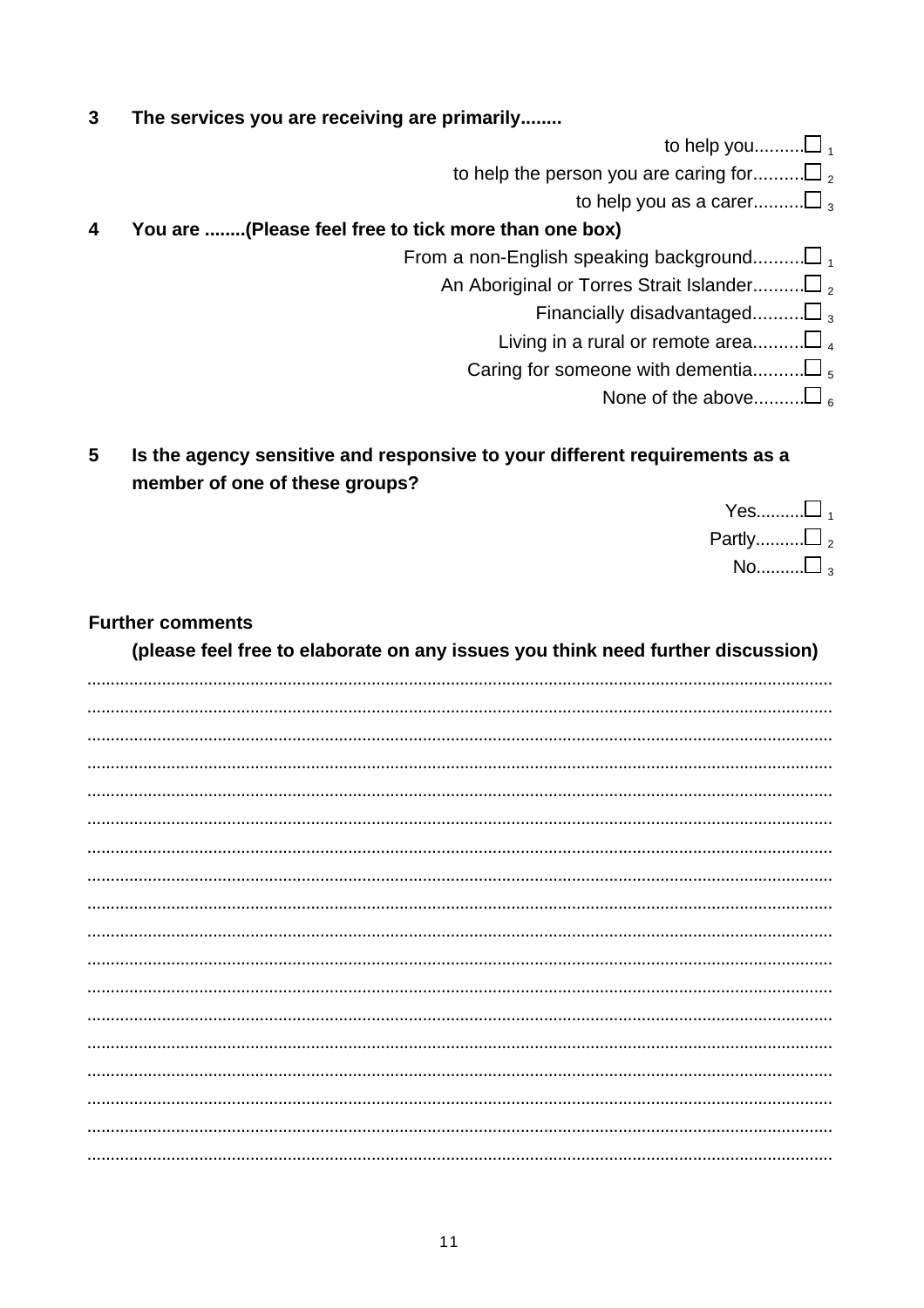**3 The services you are receiving are primarily........**

- to help you.......... ☐ 1
- to help the person you are caring for.......... ☐ 2
- to help you as a carer.......... ☐ 3

**4 You are ........(Please feel free to tick more than one box)**

- From a non-English speaking background.......... ☐ 1
- An Aboriginal or Torres Strait Islander.......... ☐ 2
- Financially disadvantaged.......... ☐ 3
- Living in a rural or remote area.......... ☐ 4
- Caring for someone with dementia.......... ☐ 5
- None of the above.......... ☐ 6

**5 Is the agency sensitive and responsive to your different requirements as a member of one of these groups?**

- Yes.......... ☐ 1
- Partly.......... ☐ 2
- No.......... ☐ 3

**Further comments**

**(please feel free to elaborate on any issues you think need further discussion)**

...........................................................................................................................................................

...........................................................................................................................................................

...........................................................................................................................................................

...........................................................................................................................................................

...........................................................................................................................................................

...........................................................................................................................................................

...........................................................................................................................................................

...........................................................................................................................................................

...........................................................................................................................................................

...........................................................................................................................................................

...........................................................................................................................................................

...........................................................................................................................................................

...........................................................................................................................................................

...........................................................................................................................................................

...........................................................................................................................................................

...........................................................................................................................................................

...........................................................................................................................................................

...........................................................................................................................................................